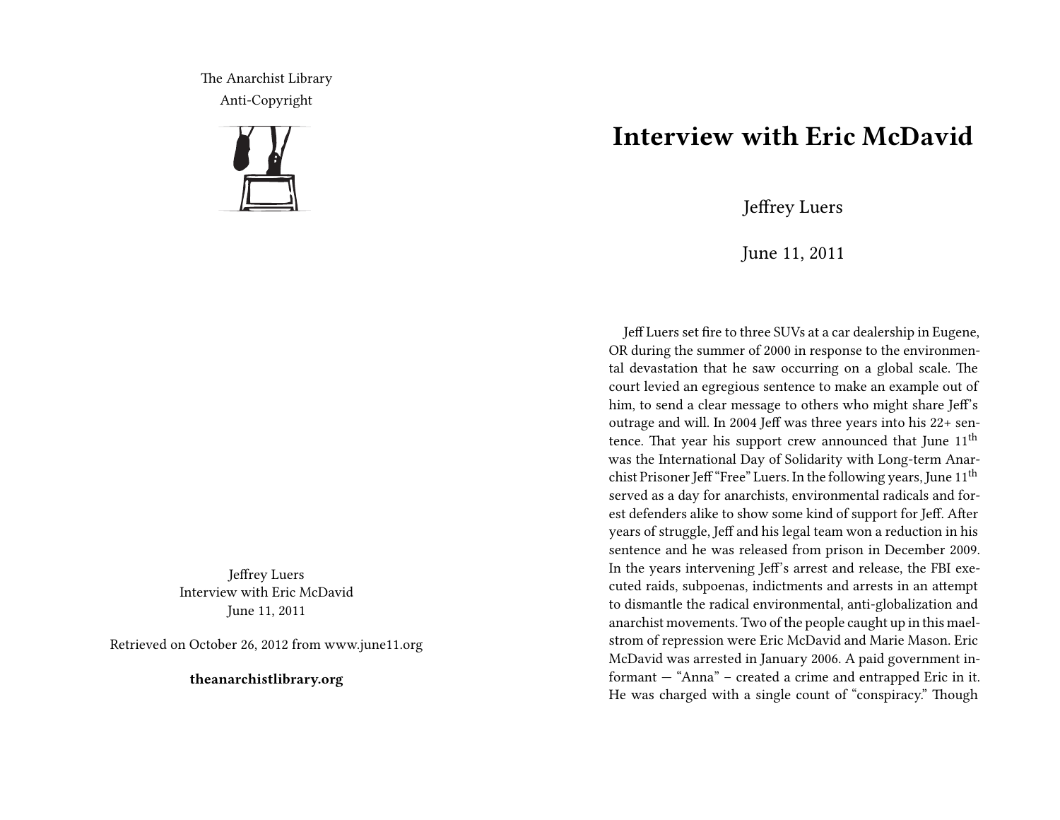The Anarchist Library
Anti-Copyright

Jeffrey Luers
Interview with Eric McDavid
June 11, 2011

Retrieved on October 26, 2012 from www.june11.org

**theanarchistlibrary.org**

# Interview with Eric McDavid

Jeffrey Luers

June 11, 2011

Jeff Luers set fire to three SUVs at a car dealership in Eugene, OR during the summer of 2000 in response to the environmental devastation that he saw occurring on a global scale. The court levied an egregious sentence to make an example out of him, to send a clear message to others who might share Jeff's outrage and will. In 2004 Jeff was three years into his 22+ sentence. That year his support crew announced that June 11th was the International Day of Solidarity with Long-term Anarchist Prisoner Jeff "Free" Luers. In the following years, June 11th served as a day for anarchists, environmental radicals and forest defenders alike to show some kind of support for Jeff. After years of struggle, Jeff and his legal team won a reduction in his sentence and he was released from prison in December 2009. In the years intervening Jeff's arrest and release, the FBI executed raids, subpoenas, indictments and arrests in an attempt to dismantle the radical environmental, anti-globalization and anarchist movements. Two of the people caught up in this maelstrom of repression were Eric McDavid and Marie Mason. Eric McDavid was arrested in January 2006. A paid government informant — "Anna" – created a crime and entrapped Eric in it. He was charged with a single count of "conspiracy." Though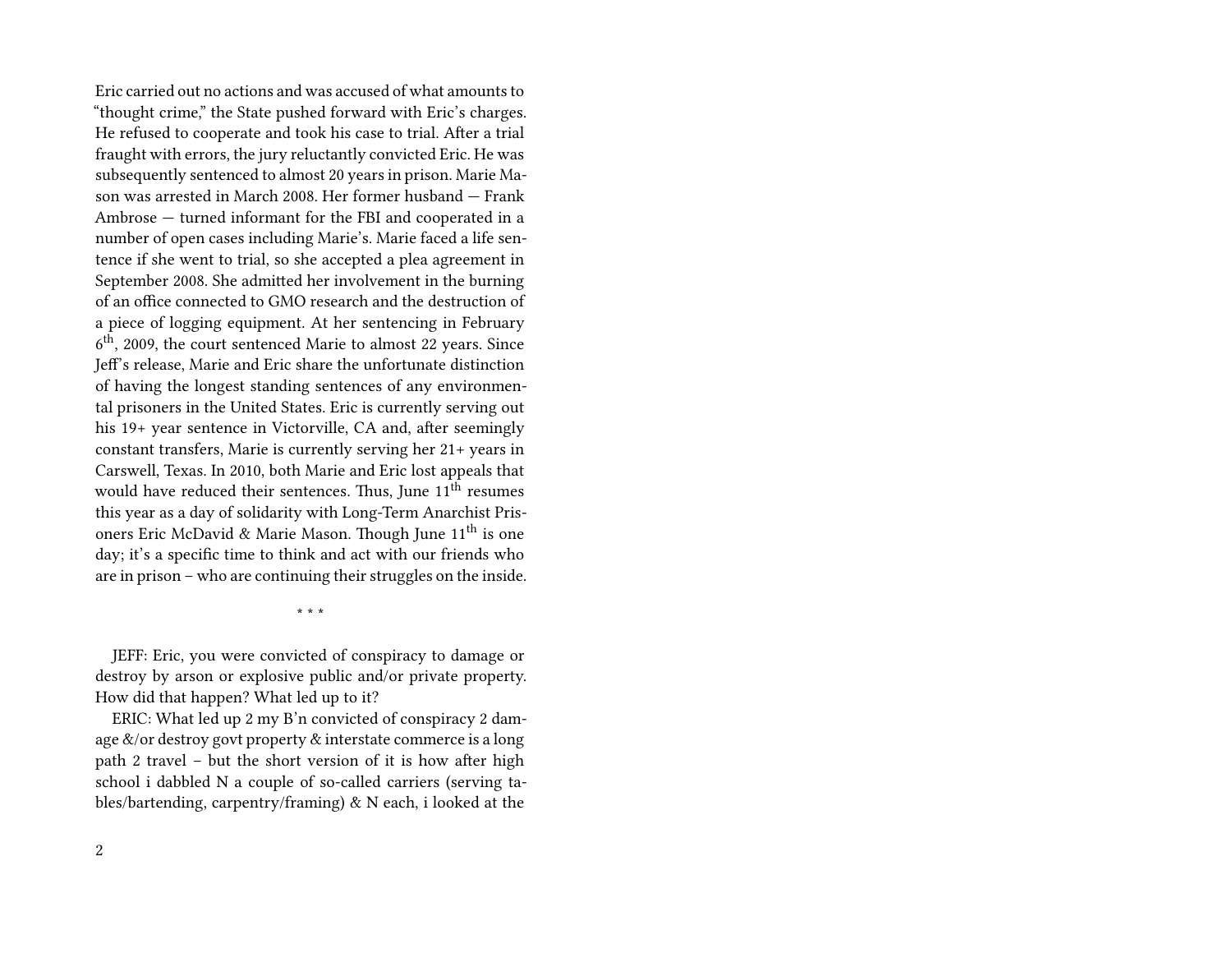Eric carried out no actions and was accused of what amounts to "thought crime," the State pushed forward with Eric's charges. He refused to cooperate and took his case to trial. After a trial fraught with errors, the jury reluctantly convicted Eric. He was subsequently sentenced to almost 20 years in prison. Marie Mason was arrested in March 2008. Her former husband — Frank Ambrose — turned informant for the FBI and cooperated in a number of open cases including Marie's. Marie faced a life sentence if she went to trial, so she accepted a plea agreement in September 2008. She admitted her involvement in the burning of an office connected to GMO research and the destruction of a piece of logging equipment. At her sentencing in February 6th, 2009, the court sentenced Marie to almost 22 years. Since Jeff's release, Marie and Eric share the unfortunate distinction of having the longest standing sentences of any environmental prisoners in the United States. Eric is currently serving out his 19+ year sentence in Victorville, CA and, after seemingly constant transfers, Marie is currently serving her 21+ years in Carswell, Texas. In 2010, both Marie and Eric lost appeals that would have reduced their sentences. Thus, June 11th resumes this year as a day of solidarity with Long-Term Anarchist Prisoners Eric McDavid & Marie Mason. Though June 11th is one day; it's a specific time to think and act with our friends who are in prison – who are continuing their struggles on the inside.

* * *

JEFF: Eric, you were convicted of conspiracy to damage or destroy by arson or explosive public and/or private property. How did that happen? What led up to it?

ERIC: What led up 2 my B'n convicted of conspiracy 2 damage &/or destroy govt property & interstate commerce is a long path 2 travel – but the short version of it is how after high school i dabbled N a couple of so-called carriers (serving tables/bartending, carpentry/framing) & N each, i looked at the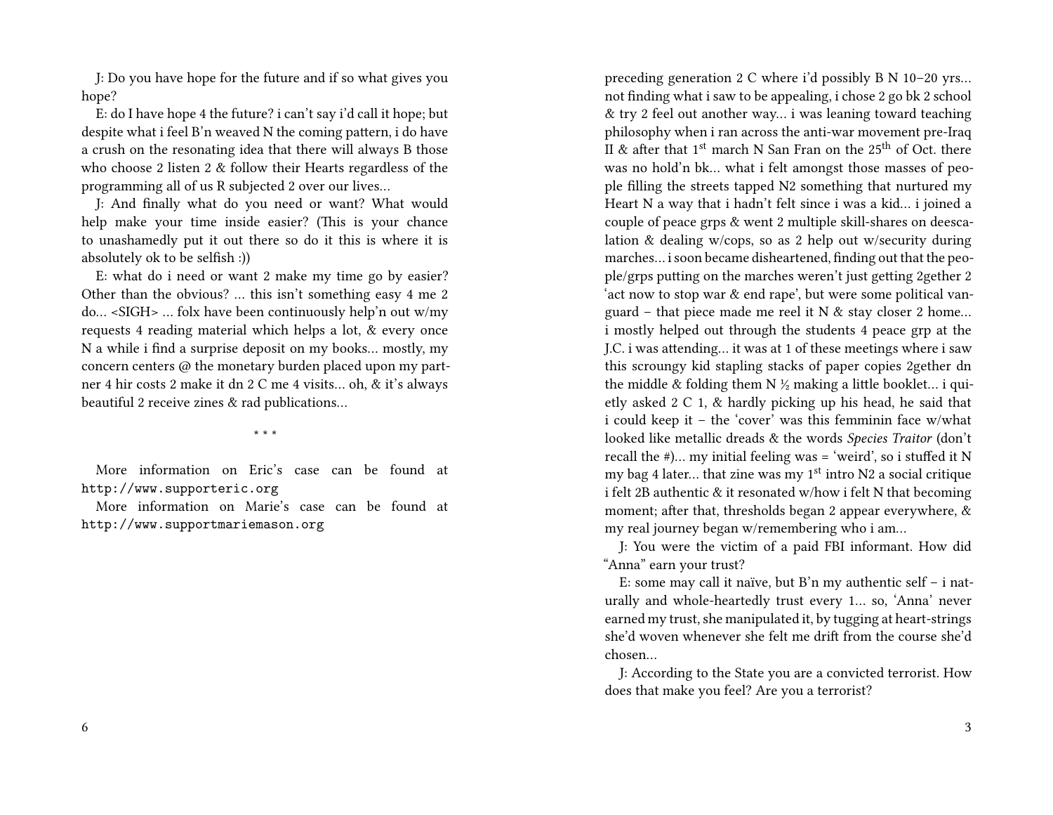J: Do you have hope for the future and if so what gives you hope?

E: do I have hope 4 the future? i can't say i'd call it hope; but despite what i feel B'n weaved N the coming pattern, i do have a crush on the resonating idea that there will always B those who choose 2 listen 2 & follow their Hearts regardless of the programming all of us R subjected 2 over our lives…

J: And finally what do you need or want? What would help make your time inside easier? (This is your chance to unashamedly put it out there so do it this is where it is absolutely ok to be selfish :))

E: what do i need or want 2 make my time go by easier? Other than the obvious? … this isn't something easy 4 me 2 do… <SIGH> … folx have been continuously help'n out w/my requests 4 reading material which helps a lot, & every once N a while i find a surprise deposit on my books… mostly, my concern centers @ the monetary burden placed upon my partner 4 hir costs 2 make it dn 2 C me 4 visits… oh, & it's always beautiful 2 receive zines & rad publications…

* * *

More information on Eric's case can be found at http://www.supporteric.org

More information on Marie's case can be found at http://www.supportmariemason.org

preceding generation 2 C where i'd possibly B N 10–20 yrs… not finding what i saw to be appealing, i chose 2 go bk 2 school & try 2 feel out another way… i was leaning toward teaching philosophy when i ran across the anti-war movement pre-Iraq II & after that 1st march N San Fran on the 25th of Oct. there was no hold'n bk… what i felt amongst those masses of people filling the streets tapped N2 something that nurtured my Heart N a way that i hadn't felt since i was a kid… i joined a couple of peace grps & went 2 multiple skill-shares on deescalation & dealing w/cops, so as 2 help out w/security during marches… i soon became disheartened, finding out that the people/grps putting on the marches weren't just getting 2gether 2 'act now to stop war & end rape', but were some political vanguard – that piece made me reel it N & stay closer 2 home… i mostly helped out through the students 4 peace grp at the J.C. i was attending… it was at 1 of these meetings where i saw this scroungy kid stapling stacks of paper copies 2gether dn the middle & folding them N ½ making a little booklet… i quietly asked 2 C 1, & hardly picking up his head, he said that i could keep it – the 'cover' was this femminin face w/what looked like metallic dreads & the words *Species Traitor* (don't recall the #)… my initial feeling was = 'weird', so i stuffed it N my bag 4 later… that zine was my 1st intro N2 a social critique i felt 2B authentic & it resonated w/how i felt N that becoming moment; after that, thresholds began 2 appear everywhere, & my real journey began w/remembering who i am…

J: You were the victim of a paid FBI informant. How did "Anna" earn your trust?

E: some may call it naïve, but B'n my authentic self – i naturally and whole-heartedly trust every 1… so, 'Anna' never earned my trust, she manipulated it, by tugging at heart-strings she'd woven whenever she felt me drift from the course she'd chosen…

J: According to the State you are a convicted terrorist. How does that make you feel? Are you a terrorist?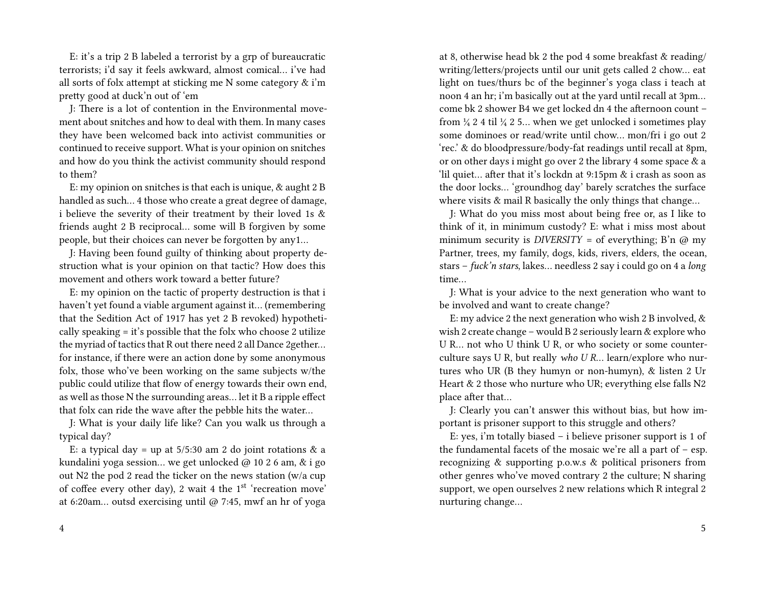E: it's a trip 2 B labeled a terrorist by a grp of bureaucratic terrorists; i'd say it feels awkward, almost comical… i've had all sorts of folx attempt at sticking me N some category & i'm pretty good at duck'n out of 'em

J: There is a lot of contention in the Environmental movement about snitches and how to deal with them. In many cases they have been welcomed back into activist communities or continued to receive support. What is your opinion on snitches and how do you think the activist community should respond to them?

E: my opinion on snitches is that each is unique, & aught 2 B handled as such… 4 those who create a great degree of damage, i believe the severity of their treatment by their loved 1s & friends aught 2 B reciprocal… some will B forgiven by some people, but their choices can never be forgotten by any1…

J: Having been found guilty of thinking about property destruction what is your opinion on that tactic? How does this movement and others work toward a better future?

E: my opinion on the tactic of property destruction is that i haven't yet found a viable argument against it… (remembering that the Sedition Act of 1917 has yet 2 B revoked) hypothetically speaking = it's possible that the folx who choose 2 utilize the myriad of tactics that R out there need 2 all Dance 2gether… for instance, if there were an action done by some anonymous folx, those who've been working on the same subjects w/the public could utilize that flow of energy towards their own end, as well as those N the surrounding areas… let it B a ripple effect that folx can ride the wave after the pebble hits the water…

J: What is your daily life like? Can you walk us through a typical day?

E: a typical day = up at 5/5:30 am 2 do joint rotations & a kundalini yoga session… we get unlocked @ 10 2 6 am, & i go out N2 the pod 2 read the ticker on the news station (w/a cup of coffee every other day), 2 wait 4 the 1st 'recreation move' at 6:20am… outsd exercising until @ 7:45, mwf an hr of yoga at 8, otherwise head bk 2 the pod 4 some breakfast & reading/writing/letters/projects until our unit gets called 2 chow… eat light on tues/thurs bc of the beginner's yoga class i teach at noon 4 an hr; i'm basically out at the yard until recall at 3pm… come bk 2 shower B4 we get locked dn 4 the afternoon count – from ¼ 2 4 til ¼ 2 5… when we get unlocked i sometimes play some dominoes or read/write until chow… mon/fri i go out 2 'rec.' & do bloodpressure/body-fat readings until recall at 8pm, or on other days i might go over 2 the library 4 some space & a 'lil quiet… after that it's lockdn at 9:15pm & i crash as soon as the door locks… 'groundhog day' barely scratches the surface where visits & mail R basically the only things that change…

J: What do you miss most about being free or, as I like to think of it, in minimum custody? E: what i miss most about minimum security is *DIVERSITY* = of everything; B'n @ my Partner, trees, my family, dogs, kids, rivers, elders, the ocean, stars – *fuck'n stars*, lakes… needless 2 say i could go on 4 a *long* time…

J: What is your advice to the next generation who want to be involved and want to create change?

E: my advice 2 the next generation who wish 2 B involved, & wish 2 create change – would B 2 seriously learn & explore who U R… not who U think U R, or who society or some counterculture says U R, but really *who U R*… learn/explore who nurtures who UR (B they humyn or non-humyn), & listen 2 Ur Heart & 2 those who nurture who UR; everything else falls N2 place after that…

J: Clearly you can't answer this without bias, but how important is prisoner support to this struggle and others?

E: yes, i'm totally biased – i believe prisoner support is 1 of the fundamental facets of the mosaic we're all a part of – esp. recognizing & supporting p.o.w.s & political prisoners from other genres who've moved contrary 2 the culture; N sharing support, we open ourselves 2 new relations which R integral 2 nurturing change…